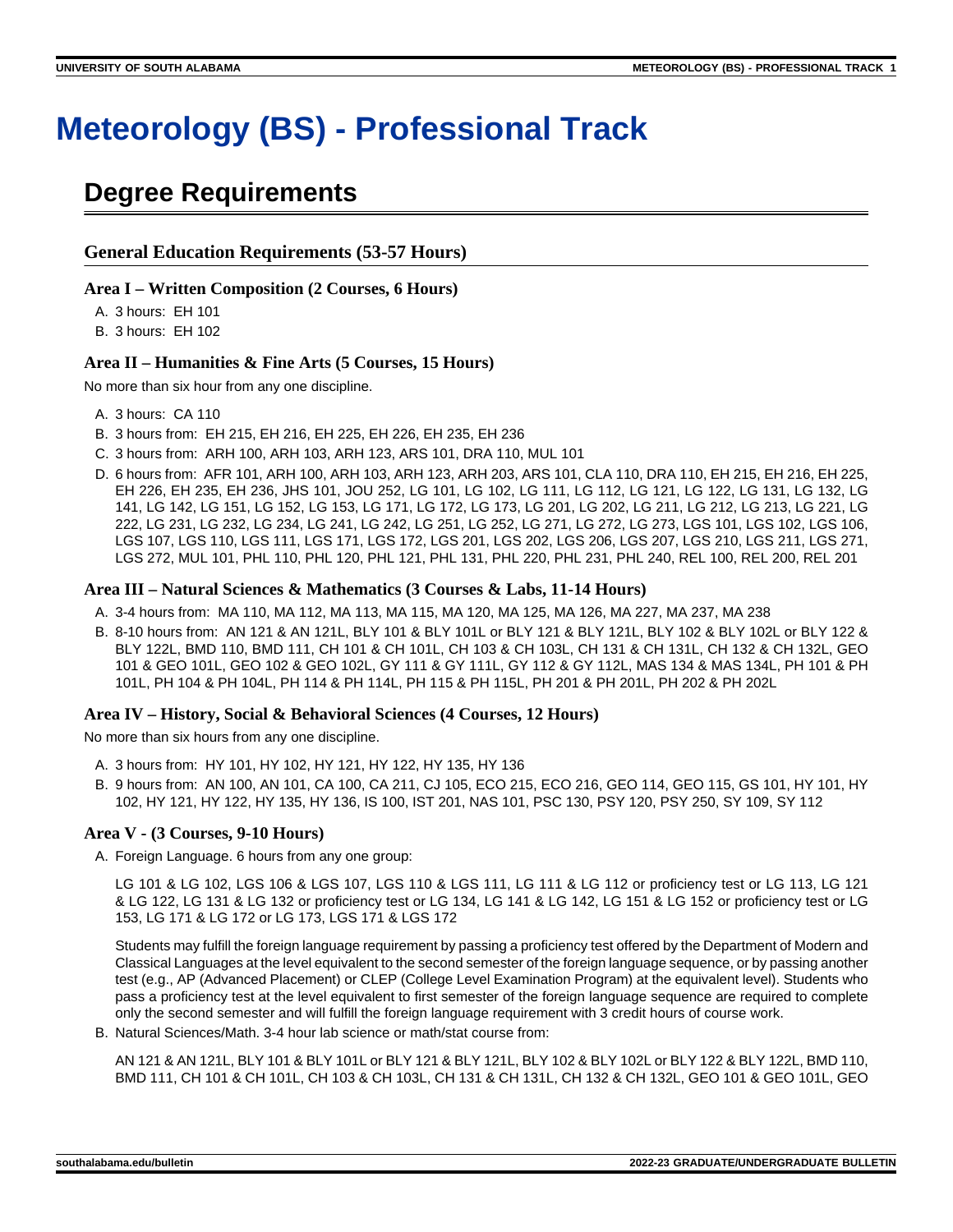# Meteorology (BS) - Professional Track

## Degree Requirements

### General Education Requirements (53-57 Hours)

#### Area I – Written Composition (2 Courses, 6 Hours)

A. 3 hours: EH 101
B. 3 hours: EH 102

#### Area II – Humanities & Fine Arts (5 Courses, 15 Hours)

No more than six hour from any one discipline.

A. 3 hours: CA 110
B. 3 hours from: EH 215, EH 216, EH 225, EH 226, EH 235, EH 236
C. 3 hours from: ARH 100, ARH 103, ARH 123, ARS 101, DRA 110, MUL 101
D. 6 hours from: AFR 101, ARH 100, ARH 103, ARH 123, ARH 203, ARS 101, CLA 110, DRA 110, EH 215, EH 216, EH 225, EH 226, EH 235, EH 236, JHS 101, JOU 252, LG 101, LG 102, LG 111, LG 112, LG 121, LG 122, LG 131, LG 132, LG 141, LG 142, LG 151, LG 152, LG 153, LG 171, LG 172, LG 173, LG 201, LG 202, LG 211, LG 212, LG 213, LG 221, LG 222, LG 231, LG 232, LG 234, LG 241, LG 242, LG 251, LG 252, LG 271, LG 272, LG 273, LGS 101, LGS 102, LGS 106, LGS 107, LGS 110, LGS 111, LGS 171, LGS 172, LGS 201, LGS 202, LGS 206, LGS 207, LGS 210, LGS 211, LGS 271, LGS 272, MUL 101, PHL 110, PHL 120, PHL 121, PHL 131, PHL 220, PHL 231, PHL 240, REL 100, REL 200, REL 201

#### Area III – Natural Sciences & Mathematics (3 Courses & Labs, 11-14 Hours)

A. 3-4 hours from: MA 110, MA 112, MA 113, MA 115, MA 120, MA 125, MA 126, MA 227, MA 237, MA 238
B. 8-10 hours from: AN 121 & AN 121L, BLY 101 & BLY 101L or BLY 121 & BLY 121L, BLY 102 & BLY 102L or BLY 122 & BLY 122L, BMD 110, BMD 111, CH 101 & CH 101L, CH 103 & CH 103L, CH 131 & CH 131L, CH 132 & CH 132L, GEO 101 & GEO 101L, GEO 102 & GEO 102L, GY 111 & GY 111L, GY 112 & GY 112L, MAS 134 & MAS 134L, PH 101 & PH 101L, PH 104 & PH 104L, PH 114 & PH 114L, PH 115 & PH 115L, PH 201 & PH 201L, PH 202 & PH 202L

#### Area IV – History, Social & Behavioral Sciences (4 Courses, 12 Hours)

No more than six hours from any one discipline.

A. 3 hours from: HY 101, HY 102, HY 121, HY 122, HY 135, HY 136
B. 9 hours from: AN 100, AN 101, CA 100, CA 211, CJ 105, ECO 215, ECO 216, GEO 114, GEO 115, GS 101, HY 101, HY 102, HY 121, HY 122, HY 135, HY 136, IS 100, IST 201, NAS 101, PSC 130, PSY 120, PSY 250, SY 109, SY 112

#### Area V - (3 Courses, 9-10 Hours)

A. Foreign Language. 6 hours from any one group:

   LG 101 & LG 102, LGS 106 & LGS 107, LGS 110 & LGS 111, LG 111 & LG 112 or proficiency test or LG 113, LG 121 & LG 122, LG 131 & LG 132 or proficiency test or LG 134, LG 141 & LG 142, LG 151 & LG 152 or proficiency test or LG 153, LG 171 & LG 172 or LG 173, LGS 171 & LGS 172

   Students may fulfill the foreign language requirement by passing a proficiency test offered by the Department of Modern and Classical Languages at the level equivalent to the second semester of the foreign language sequence, or by passing another test (e.g., AP (Advanced Placement) or CLEP (College Level Examination Program) at the equivalent level). Students who pass a proficiency test at the level equivalent to first semester of the foreign language sequence are required to complete only the second semester and will fulfill the foreign language requirement with 3 credit hours of course work.

B. Natural Sciences/Math. 3-4 hour lab science or math/stat course from:

   AN 121 & AN 121L, BLY 101 & BLY 101L or BLY 121 & BLY 121L, BLY 102 & BLY 102L or BLY 122 & BLY 122L, BMD 110, BMD 111, CH 101 & CH 101L, CH 103 & CH 103L, CH 131 & CH 131L, CH 132 & CH 132L, GEO 101 & GEO 101L, GEO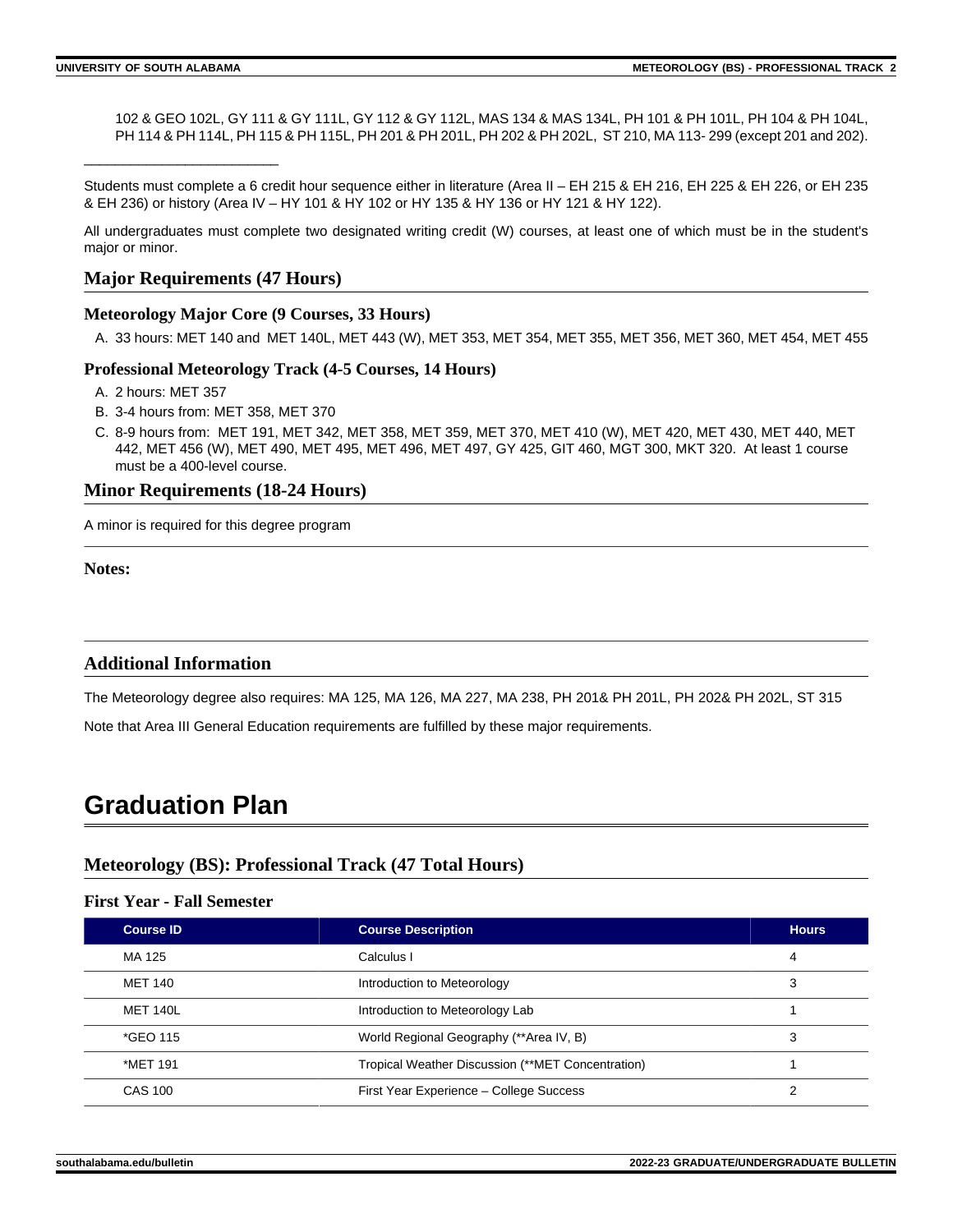102 & GEO 102L, GY 111 & GY 111L, GY 112 & GY 112L, MAS 134 & MAS 134L, PH 101 & PH 101L, PH 104 & PH 104L, PH 114 & PH 114L, PH 115 & PH 115L, PH 201 & PH 201L, PH 202 & PH 202L, ST 210, MA 113- 299 (except 201 and 202).

___________________________

Students must complete a 6 credit hour sequence either in literature (Area II – EH 215 & EH 216, EH 225 & EH 226, or EH 235 & EH 236) or history (Area IV – HY 101 & HY 102 or HY 135 & HY 136 or HY 121 & HY 122).

All undergraduates must complete two designated writing credit (W) courses, at least one of which must be in the student's major or minor.

## Major Requirements (47 Hours)

### Meteorology Major Core (9 Courses, 33 Hours)

A. 33 hours: MET 140 and MET 140L, MET 443 (W), MET 353, MET 354, MET 355, MET 356, MET 360, MET 454, MET 455

### Professional Meteorology Track (4-5 Courses, 14 Hours)

A. 2 hours: MET 357
B. 3-4 hours from: MET 358, MET 370
C. 8-9 hours from: MET 191, MET 342, MET 358, MET 359, MET 370, MET 410 (W), MET 420, MET 430, MET 440, MET 442, MET 456 (W), MET 490, MET 495, MET 496, MET 497, GY 425, GIT 460, MGT 300, MKT 320. At least 1 course must be a 400-level course.

## Minor Requirements (18-24 Hours)

A minor is required for this degree program

**Notes:**

## Additional Information

The Meteorology degree also requires: MA 125, MA 126, MA 227, MA 238, PH 201& PH 201L, PH 202& PH 202L, ST 315

Note that Area III General Education requirements are fulfilled by these major requirements.

# Graduation Plan

## Meteorology (BS): Professional Track (47 Total Hours)

### First Year - Fall Semester

| Course ID | Course Description | Hours |
|---|---|---|
| MA 125 | Calculus I | 4 |
| MET 140 | Introduction to Meteorology | 3 |
| MET 140L | Introduction to Meteorology Lab | 1 |
| *GEO 115 | World Regional Geography (**Area IV, B) | 3 |
| *MET 191 | Tropical Weather Discussion (**MET Concentration) | 1 |
| CAS 100 | First Year Experience – College Success | 2 |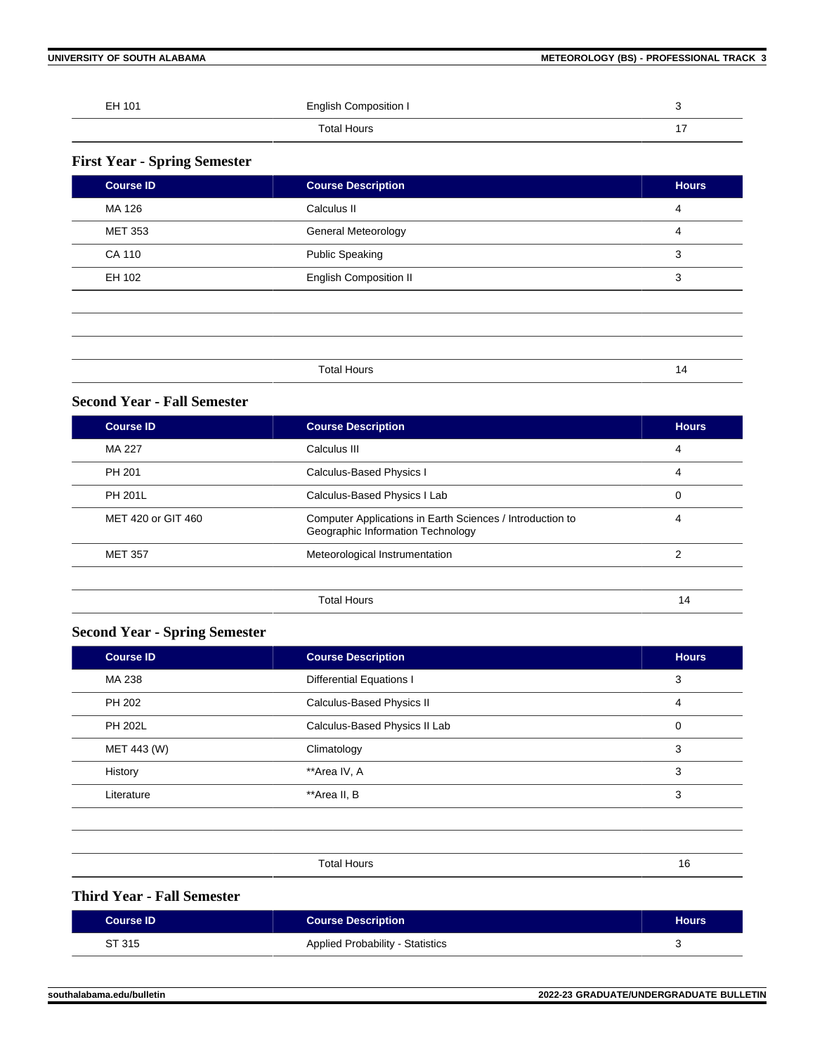| EH 101 | English Composition I | 3 |
| --- | --- | --- |
| | Total Hours | 17 |

### First Year - Spring Semester

| Course ID | Course Description | Hours |
| --- | --- | --- |
| MA 126 | Calculus II | 4 |
| MET 353 | General Meteorology | 4 |
| CA 110 | Public Speaking | 3 |
| EH 102 | English Composition II | 3 |
| | | |
| | | |
| | | |
| | Total Hours | 14 |

### Second Year - Fall Semester

| Course ID | Course Description | Hours |
| --- | --- | --- |
| MA 227 | Calculus III | 4 |
| PH 201 | Calculus-Based Physics I | 4 |
| PH 201L | Calculus-Based Physics I Lab | 0 |
| MET 420 or GIT 460 | Computer Applications in Earth Sciences / Introduction to Geographic Information Technology | 4 |
| MET 357 | Meteorological Instrumentation | 2 |
| | | |
| | Total Hours | 14 |

### Second Year - Spring Semester

| Course ID | Course Description | Hours |
| --- | --- | --- |
| MA 238 | Differential Equations I | 3 |
| PH 202 | Calculus-Based Physics II | 4 |
| PH 202L | Calculus-Based Physics II Lab | 0 |
| MET 443 (W) | Climatology | 3 |
| History | **Area IV, A | 3 |
| Literature | **Area II, B | 3 |
| | | |
| | | |
| | Total Hours | 16 |

### Third Year - Fall Semester

| Course ID | Course Description | Hours |
| --- | --- | --- |
| ST 315 | Applied Probability - Statistics | 3 |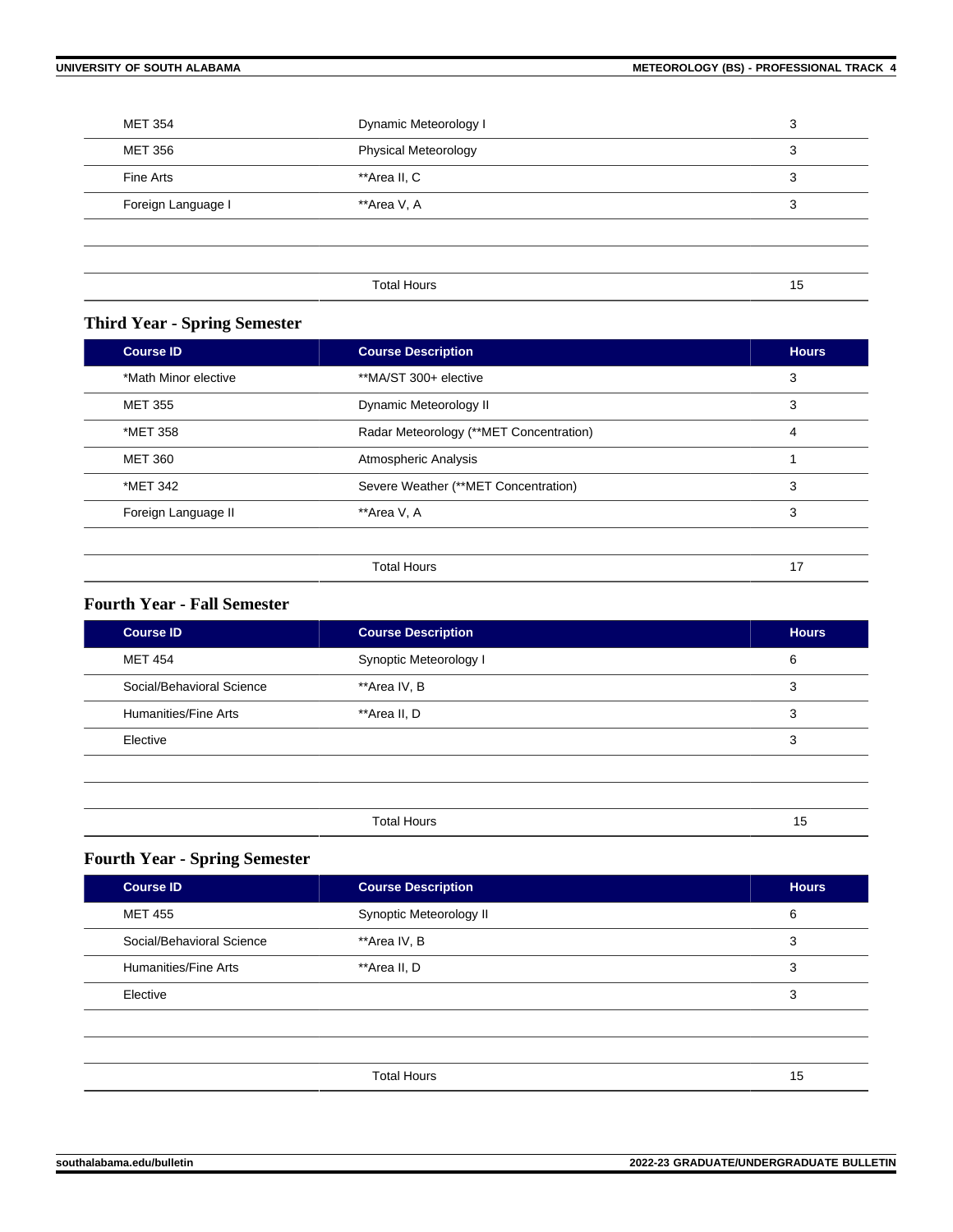| | | |
|---|---|---|
| MET 354 | Dynamic Meteorology I | 3 |
| MET 356 | Physical Meteorology | 3 |
| Fine Arts | **Area II, C | 3 |
| Foreign Language I | **Area V, A | 3 |
| | | |
| | | |
| | Total Hours | 15 |

### Third Year - Spring Semester

| Course ID | Course Description | Hours |
|---|---|---|
| *Math Minor elective | **MA/ST 300+ elective | 3 |
| MET 355 | Dynamic Meteorology II | 3 |
| *MET 358 | Radar Meteorology (**MET Concentration) | 4 |
| MET 360 | Atmospheric Analysis | 1 |
| *MET 342 | Severe Weather (**MET Concentration) | 3 |
| Foreign Language II | **Area V, A | 3 |
| | | |
| | Total Hours | 17 |

### Fourth Year - Fall Semester

| Course ID | Course Description | Hours |
|---|---|---|
| MET 454 | Synoptic Meteorology I | 6 |
| Social/Behavioral Science | **Area IV, B | 3 |
| Humanities/Fine Arts | **Area II, D | 3 |
| Elective | | 3 |
| | | |
| | | |
| | Total Hours | 15 |

### Fourth Year - Spring Semester

| Course ID | Course Description | Hours |
|---|---|---|
| MET 455 | Synoptic Meteorology II | 6 |
| Social/Behavioral Science | **Area IV, B | 3 |
| Humanities/Fine Arts | **Area II, D | 3 |
| Elective | | 3 |
| | | |
| | | |
| | Total Hours | 15 |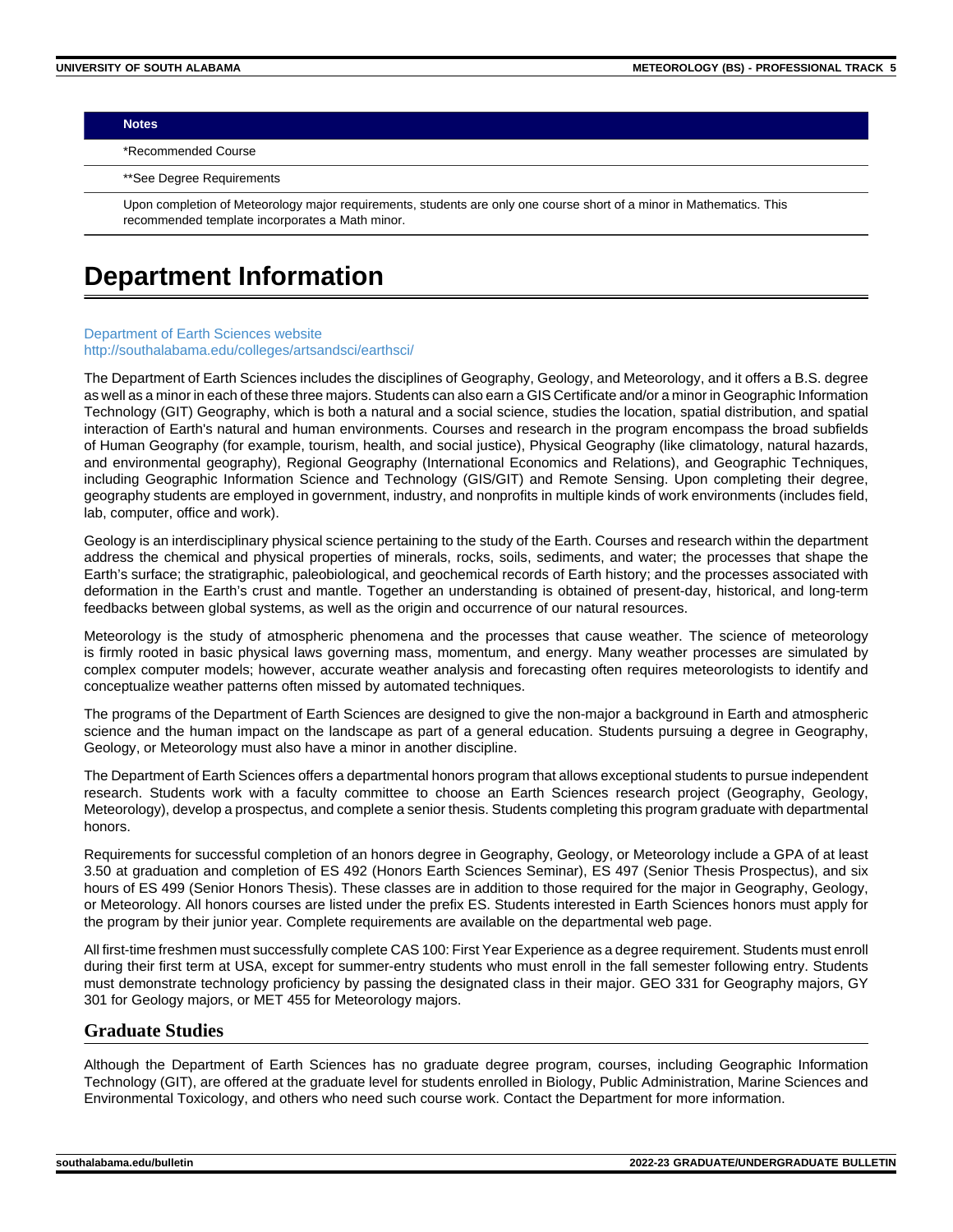| Notes |
| --- |
| *Recommended Course |
| **See Degree Requirements |
| Upon completion of Meteorology major requirements, students are only one course short of a minor in Mathematics. This recommended template incorporates a Math minor. |

# Department Information

Department of Earth Sciences website
http://southalabama.edu/colleges/artsandsci/earthsci/

The Department of Earth Sciences includes the disciplines of Geography, Geology, and Meteorology, and it offers a B.S. degree as well as a minor in each of these three majors. Students can also earn a GIS Certificate and/or a minor in Geographic Information Technology (GIT) Geography, which is both a natural and a social science, studies the location, spatial distribution, and spatial interaction of Earth's natural and human environments. Courses and research in the program encompass the broad subfields of Human Geography (for example, tourism, health, and social justice), Physical Geography (like climatology, natural hazards, and environmental geography), Regional Geography (International Economics and Relations), and Geographic Techniques, including Geographic Information Science and Technology (GIS/GIT) and Remote Sensing. Upon completing their degree, geography students are employed in government, industry, and nonprofits in multiple kinds of work environments (includes field, lab, computer, office and work).

Geology is an interdisciplinary physical science pertaining to the study of the Earth. Courses and research within the department address the chemical and physical properties of minerals, rocks, soils, sediments, and water; the processes that shape the Earth's surface; the stratigraphic, paleobiological, and geochemical records of Earth history; and the processes associated with deformation in the Earth's crust and mantle. Together an understanding is obtained of present-day, historical, and long-term feedbacks between global systems, as well as the origin and occurrence of our natural resources.

Meteorology is the study of atmospheric phenomena and the processes that cause weather. The science of meteorology is firmly rooted in basic physical laws governing mass, momentum, and energy. Many weather processes are simulated by complex computer models; however, accurate weather analysis and forecasting often requires meteorologists to identify and conceptualize weather patterns often missed by automated techniques.

The programs of the Department of Earth Sciences are designed to give the non-major a background in Earth and atmospheric science and the human impact on the landscape as part of a general education. Students pursuing a degree in Geography, Geology, or Meteorology must also have a minor in another discipline.

The Department of Earth Sciences offers a departmental honors program that allows exceptional students to pursue independent research. Students work with a faculty committee to choose an Earth Sciences research project (Geography, Geology, Meteorology), develop a prospectus, and complete a senior thesis. Students completing this program graduate with departmental honors.

Requirements for successful completion of an honors degree in Geography, Geology, or Meteorology include a GPA of at least 3.50 at graduation and completion of ES 492 (Honors Earth Sciences Seminar), ES 497 (Senior Thesis Prospectus), and six hours of ES 499 (Senior Honors Thesis). These classes are in addition to those required for the major in Geography, Geology, or Meteorology. All honors courses are listed under the prefix ES. Students interested in Earth Sciences honors must apply for the program by their junior year. Complete requirements are available on the departmental web page.

All first-time freshmen must successfully complete CAS 100: First Year Experience as a degree requirement. Students must enroll during their first term at USA, except for summer-entry students who must enroll in the fall semester following entry. Students must demonstrate technology proficiency by passing the designated class in their major. GEO 331 for Geography majors, GY 301 for Geology majors, or MET 455 for Meteorology majors.

## Graduate Studies

Although the Department of Earth Sciences has no graduate degree program, courses, including Geographic Information Technology (GIT), are offered at the graduate level for students enrolled in Biology, Public Administration, Marine Sciences and Environmental Toxicology, and others who need such course work. Contact the Department for more information.